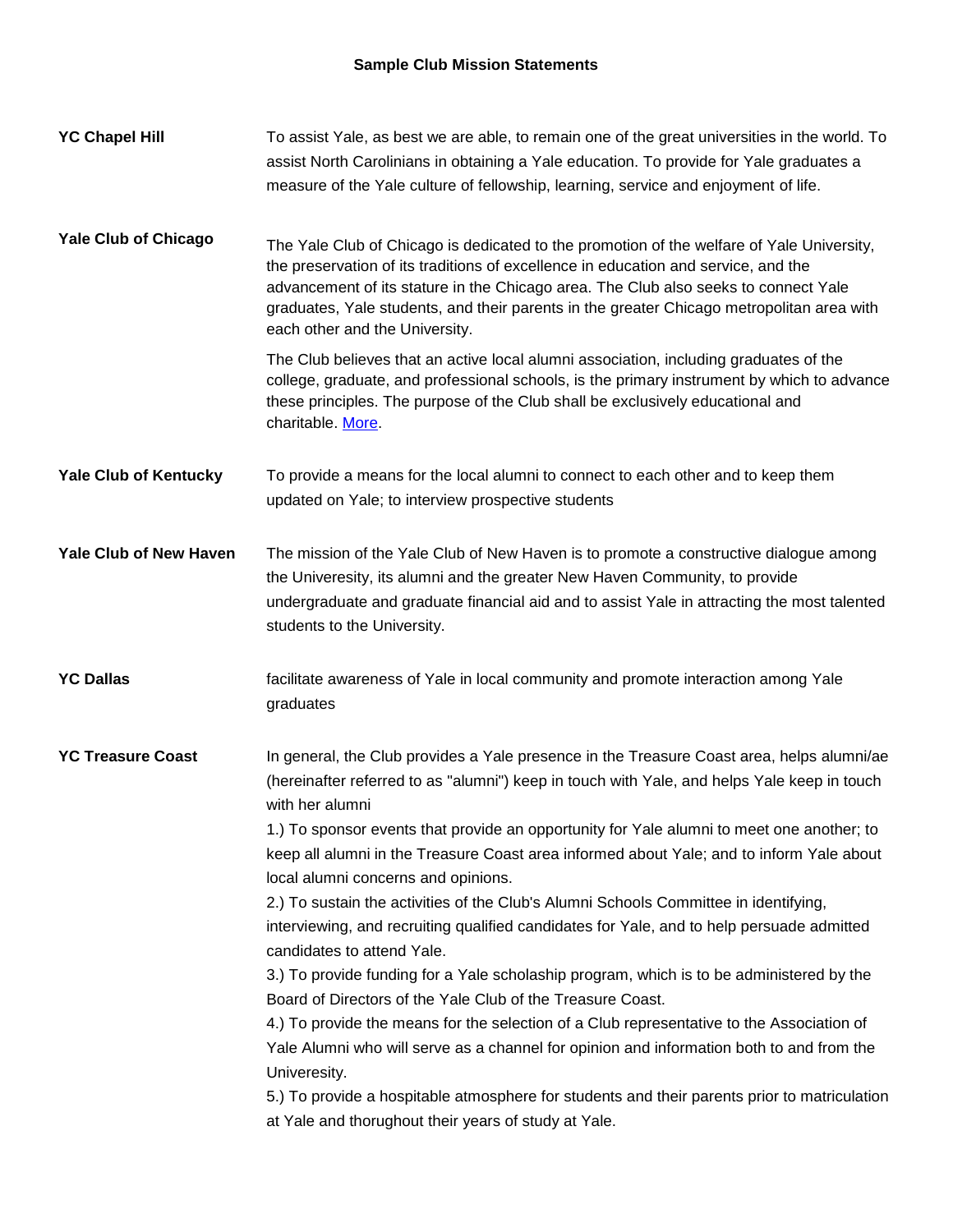# Sample Club Mission Statements

**YC Chapel Hill**

To assist Yale, as best we are able, to remain one of the great universities in the world. To assist North Carolinians in obtaining a Yale education. To provide for Yale graduates a measure of the Yale culture of fellowship, learning, service and enjoyment of life.

**Yale Club of Chicago**

The Yale Club of Chicago is dedicated to the promotion of the welfare of Yale University, the preservation of its traditions of excellence in education and service, and the advancement of its stature in the Chicago area. The Club also seeks to connect Yale graduates, Yale students, and their parents in the greater Chicago metropolitan area with each other and the University.

The Club believes that an active local alumni association, including graduates of the college, graduate, and professional schools, is the primary instrument by which to advance these principles. The purpose of the Club shall be exclusively educational and charitable. More.

**Yale Club of Kentucky**

To provide a means for the local alumni to connect to each other and to keep them updated on Yale; to interview prospective students

**Yale Club of New Haven**

The mission of the Yale Club of New Haven is to promote a constructive dialogue among the Univeresity, its alumni and the greater New Haven Community, to provide undergraduate and graduate financial aid and to assist Yale in attracting the most talented students to the University.

**YC Dallas**

facilitate awareness of Yale in local community and promote interaction among Yale graduates

**YC Treasure Coast**

In general, the Club provides a Yale presence in the Treasure Coast area, helps alumni/ae (hereinafter referred to as "alumni") keep in touch with Yale, and helps Yale keep in touch with her alumni

1.) To sponsor events that provide an opportunity for Yale alumni to meet one another; to keep all alumni in the Treasure Coast area informed about Yale; and to inform Yale about local alumni concerns and opinions.

2.) To sustain the activities of the Club's Alumni Schools Committee in identifying, interviewing, and recruiting qualified candidates for Yale, and to help persuade admitted candidates to attend Yale.

3.) To provide funding for a Yale scholaship program, which is to be administered by the Board of Directors of the Yale Club of the Treasure Coast.

4.) To provide the means for the selection of a Club representative to the Association of Yale Alumni who will serve as a channel for opinion and information both to and from the Univeresity.

5.) To provide a hospitable atmosphere for students and their parents prior to matriculation at Yale and thorughout their years of study at Yale.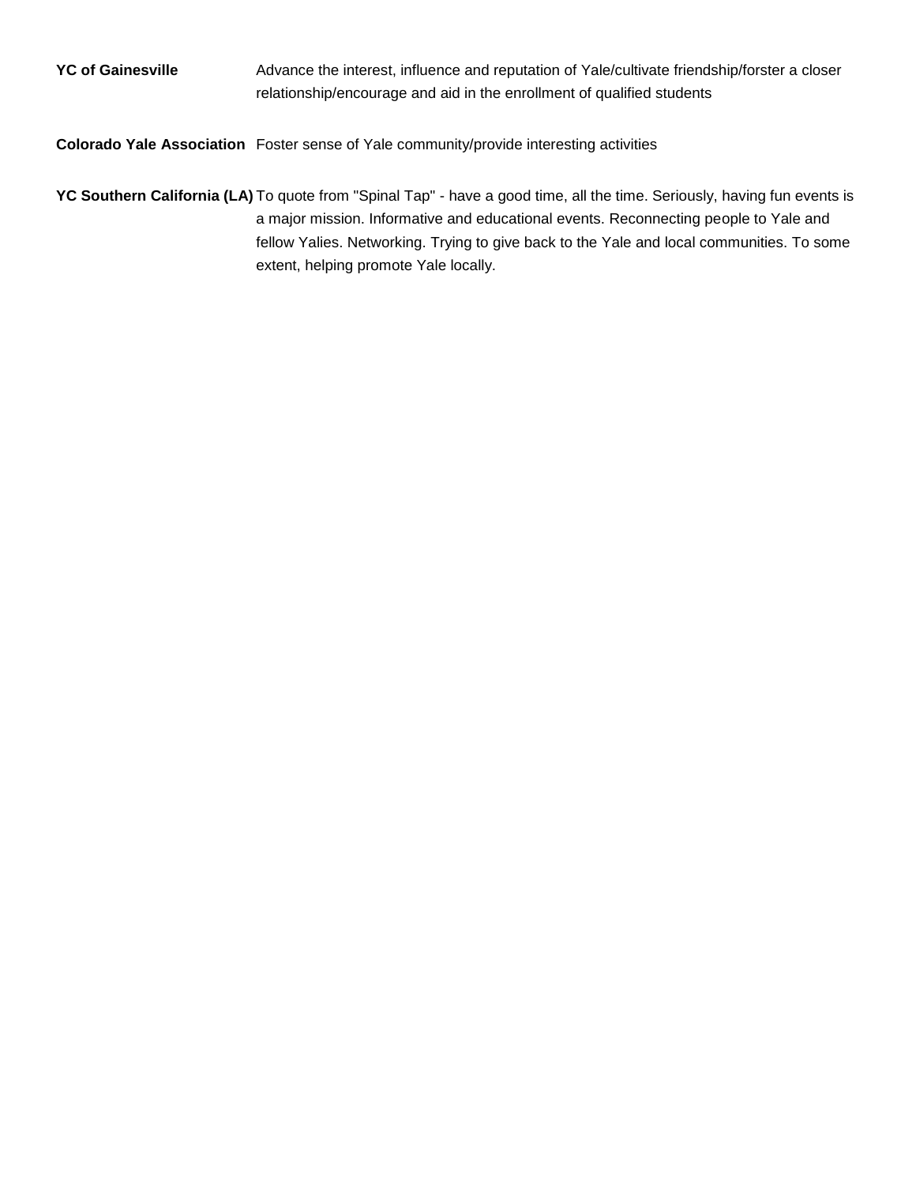| | |
|---|---|
| **YC of Gainesville** | Advance the interest, influence and reputation of Yale/cultivate friendship/forster a closer relationship/encourage and aid in the enrollment of qualified students |
| **Colorado Yale Association** | Foster sense of Yale community/provide interesting activities |
| **YC Southern California (LA)** | To quote from "Spinal Tap" - have a good time, all the time. Seriously, having fun events is a major mission. Informative and educational events. Reconnecting people to Yale and fellow Yalies. Networking. Trying to give back to the Yale and local communities. To some extent, helping promote Yale locally. |